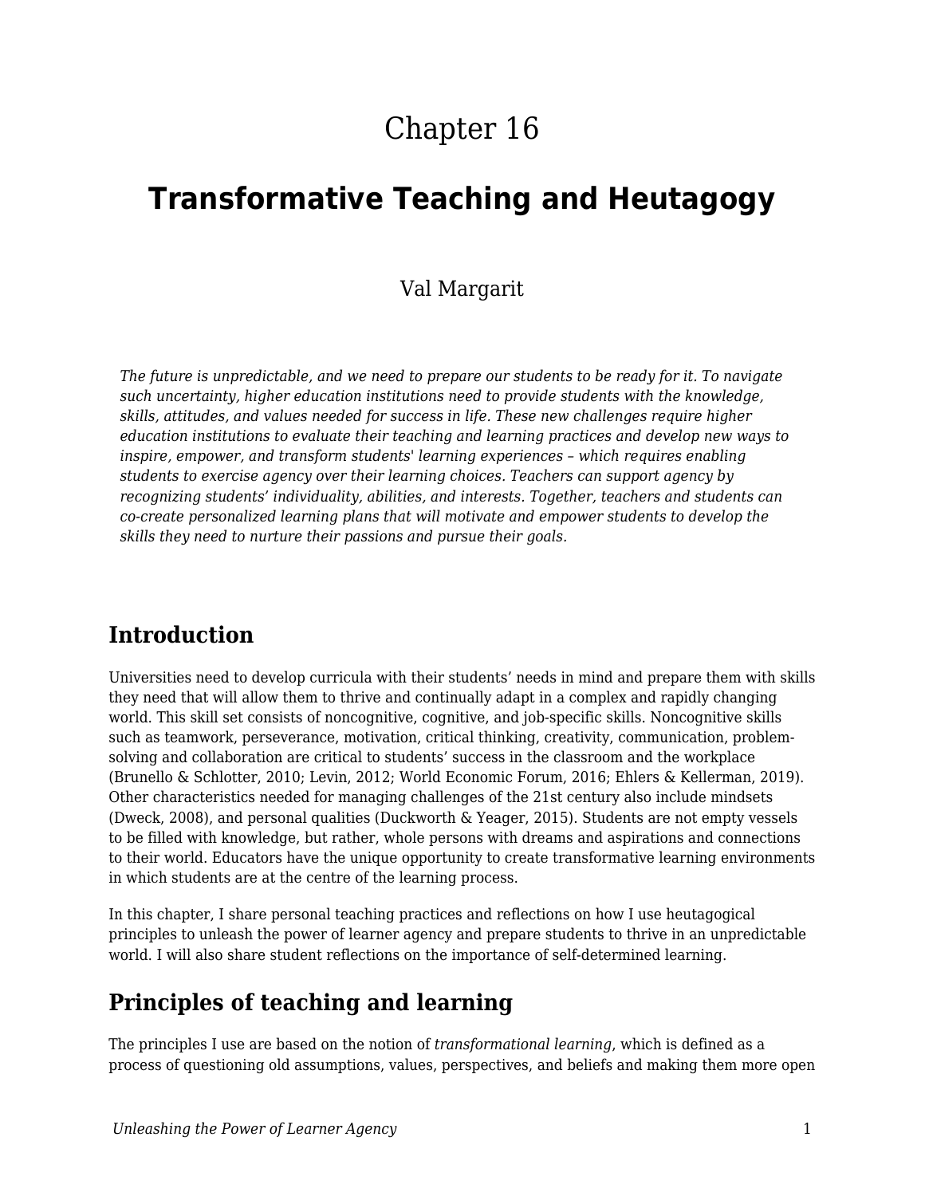# Chapter 16

# Transformative Teaching and Heutagogy

Val Margarit

*The future is unpredictable, and we need to prepare our students to be ready for it. To navigate such uncertainty, higher education institutions need to provide students with the knowledge, skills, attitudes, and values needed for success in life. These new challenges require higher education institutions to evaluate their teaching and learning practices and develop new ways to inspire, empower, and transform students' learning experiences – which requires enabling students to exercise agency over their learning choices. Teachers can support agency by recognizing students' individuality, abilities, and interests. Together, teachers and students can co-create personalized learning plans that will motivate and empower students to develop the skills they need to nurture their passions and pursue their goals.*

## Introduction

Universities need to develop curricula with their students' needs in mind and prepare them with skills they need that will allow them to thrive and continually adapt in a complex and rapidly changing world. This skill set consists of noncognitive, cognitive, and job-specific skills. Noncognitive skills such as teamwork, perseverance, motivation, critical thinking, creativity, communication, problem-solving and collaboration are critical to students' success in the classroom and the workplace (Brunello & Schlotter, 2010; Levin, 2012; World Economic Forum, 2016; Ehlers & Kellerman, 2019). Other characteristics needed for managing challenges of the 21st century also include mindsets (Dweck, 2008), and personal qualities (Duckworth & Yeager, 2015). Students are not empty vessels to be filled with knowledge, but rather, whole persons with dreams and aspirations and connections to their world. Educators have the unique opportunity to create transformative learning environments in which students are at the centre of the learning process.

In this chapter, I share personal teaching practices and reflections on how I use heutagogical principles to unleash the power of learner agency and prepare students to thrive in an unpredictable world. I will also share student reflections on the importance of self-determined learning.

## Principles of teaching and learning

The principles I use are based on the notion of *transformational learning*, which is defined as a process of questioning old assumptions, values, perspectives, and beliefs and making them more open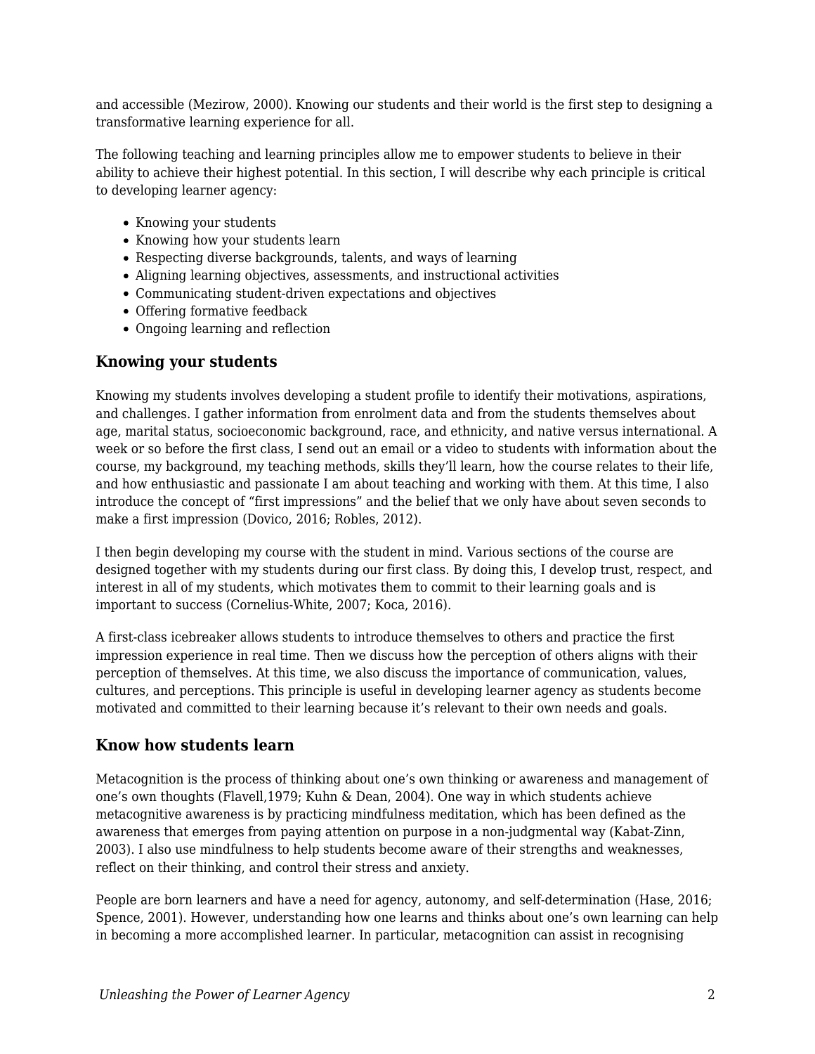and accessible (Mezirow, 2000). Knowing our students and their world is the first step to designing a transformative learning experience for all.

The following teaching and learning principles allow me to empower students to believe in their ability to achieve their highest potential. In this section, I will describe why each principle is critical to developing learner agency:

- Knowing your students
- Knowing how your students learn
- Respecting diverse backgrounds, talents, and ways of learning
- Aligning learning objectives, assessments, and instructional activities
- Communicating student-driven expectations and objectives
- Offering formative feedback
- Ongoing learning and reflection

### Knowing your students

Knowing my students involves developing a student profile to identify their motivations, aspirations, and challenges. I gather information from enrolment data and from the students themselves about age, marital status, socioeconomic background, race, and ethnicity, and native versus international. A week or so before the first class, I send out an email or a video to students with information about the course, my background, my teaching methods, skills they'll learn, how the course relates to their life, and how enthusiastic and passionate I am about teaching and working with them. At this time, I also introduce the concept of "first impressions" and the belief that we only have about seven seconds to make a first impression (Dovico, 2016; Robles, 2012).

I then begin developing my course with the student in mind. Various sections of the course are designed together with my students during our first class. By doing this, I develop trust, respect, and interest in all of my students, which motivates them to commit to their learning goals and is important to success (Cornelius-White, 2007; Koca, 2016).

A first-class icebreaker allows students to introduce themselves to others and practice the first impression experience in real time. Then we discuss how the perception of others aligns with their perception of themselves. At this time, we also discuss the importance of communication, values, cultures, and perceptions. This principle is useful in developing learner agency as students become motivated and committed to their learning because it's relevant to their own needs and goals.

### Know how students learn

Metacognition is the process of thinking about one's own thinking or awareness and management of one's own thoughts (Flavell,1979; Kuhn & Dean, 2004). One way in which students achieve metacognitive awareness is by practicing mindfulness meditation, which has been defined as the awareness that emerges from paying attention on purpose in a non-judgmental way (Kabat-Zinn, 2003). I also use mindfulness to help students become aware of their strengths and weaknesses, reflect on their thinking, and control their stress and anxiety.

People are born learners and have a need for agency, autonomy, and self-determination (Hase, 2016; Spence, 2001). However, understanding how one learns and thinks about one's own learning can help in becoming a more accomplished learner. In particular, metacognition can assist in recognising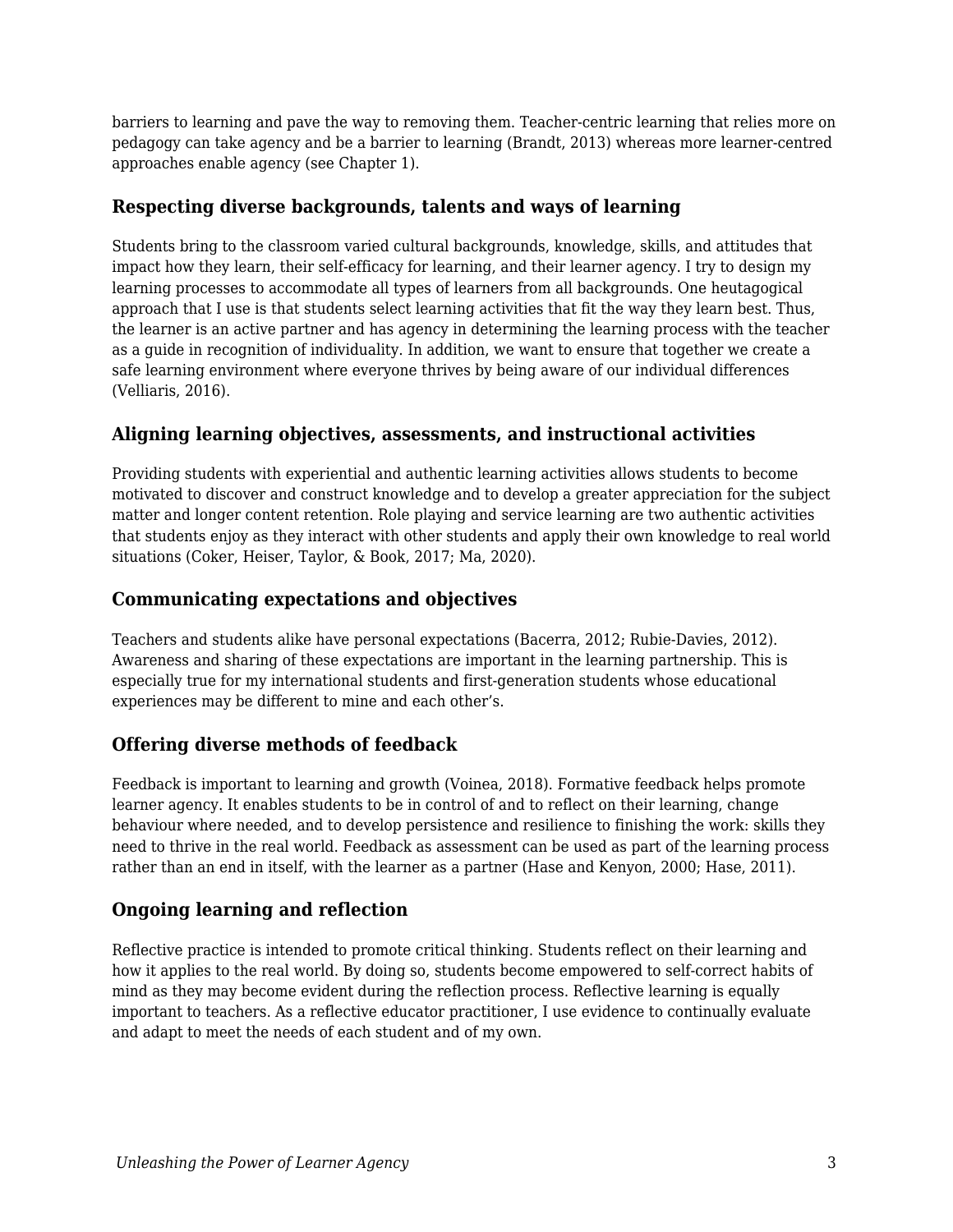barriers to learning and pave the way to removing them. Teacher-centric learning that relies more on pedagogy can take agency and be a barrier to learning (Brandt, 2013) whereas more learner-centred approaches enable agency (see Chapter 1).

### Respecting diverse backgrounds, talents and ways of learning

Students bring to the classroom varied cultural backgrounds, knowledge, skills, and attitudes that impact how they learn, their self-efficacy for learning, and their learner agency. I try to design my learning processes to accommodate all types of learners from all backgrounds. One heutagogical approach that I use is that students select learning activities that fit the way they learn best. Thus, the learner is an active partner and has agency in determining the learning process with the teacher as a guide in recognition of individuality. In addition, we want to ensure that together we create a safe learning environment where everyone thrives by being aware of our individual differences (Velliaris, 2016).

### Aligning learning objectives, assessments, and instructional activities

Providing students with experiential and authentic learning activities allows students to become motivated to discover and construct knowledge and to develop a greater appreciation for the subject matter and longer content retention. Role playing and service learning are two authentic activities that students enjoy as they interact with other students and apply their own knowledge to real world situations (Coker, Heiser, Taylor, & Book, 2017; Ma, 2020).

### Communicating expectations and objectives

Teachers and students alike have personal expectations (Bacerra, 2012; Rubie-Davies, 2012). Awareness and sharing of these expectations are important in the learning partnership. This is especially true for my international students and first-generation students whose educational experiences may be different to mine and each other's.

### Offering diverse methods of feedback

Feedback is important to learning and growth (Voinea, 2018). Formative feedback helps promote learner agency. It enables students to be in control of and to reflect on their learning, change behaviour where needed, and to develop persistence and resilience to finishing the work: skills they need to thrive in the real world. Feedback as assessment can be used as part of the learning process rather than an end in itself, with the learner as a partner (Hase and Kenyon, 2000; Hase, 2011).

### Ongoing learning and reflection

Reflective practice is intended to promote critical thinking. Students reflect on their learning and how it applies to the real world. By doing so, students become empowered to self-correct habits of mind as they may become evident during the reflection process. Reflective learning is equally important to teachers. As a reflective educator practitioner, I use evidence to continually evaluate and adapt to meet the needs of each student and of my own.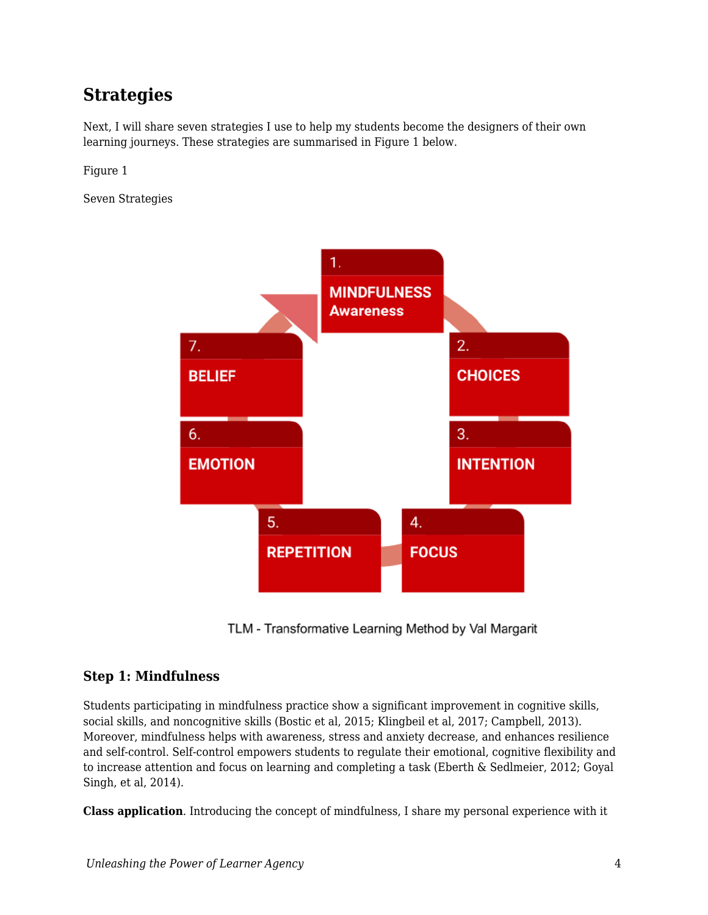## Strategies

Next, I will share seven strategies I use to help my students become the designers of their own learning journeys. These strategies are summarised in Figure 1 below.

Figure 1

Seven Strategies

1. MINDFULNESS Awareness
2. CHOICES
3. INTENTION
4. FOCUS
5. REPETITION
6. EMOTION
7. BELIEF

TLM - Transformative Learning Method by Val Margarit

### Step 1: Mindfulness

Students participating in mindfulness practice show a significant improvement in cognitive skills, social skills, and noncognitive skills (Bostic et al, 2015; Klingbeil et al, 2017; Campbell, 2013). Moreover, mindfulness helps with awareness, stress and anxiety decrease, and enhances resilience and self-control. Self-control empowers students to regulate their emotional, cognitive flexibility and to increase attention and focus on learning and completing a task (Eberth & Sedlmeier, 2012; Goyal Singh, et al, 2014).

**Class application**. Introducing the concept of mindfulness, I share my personal experience with it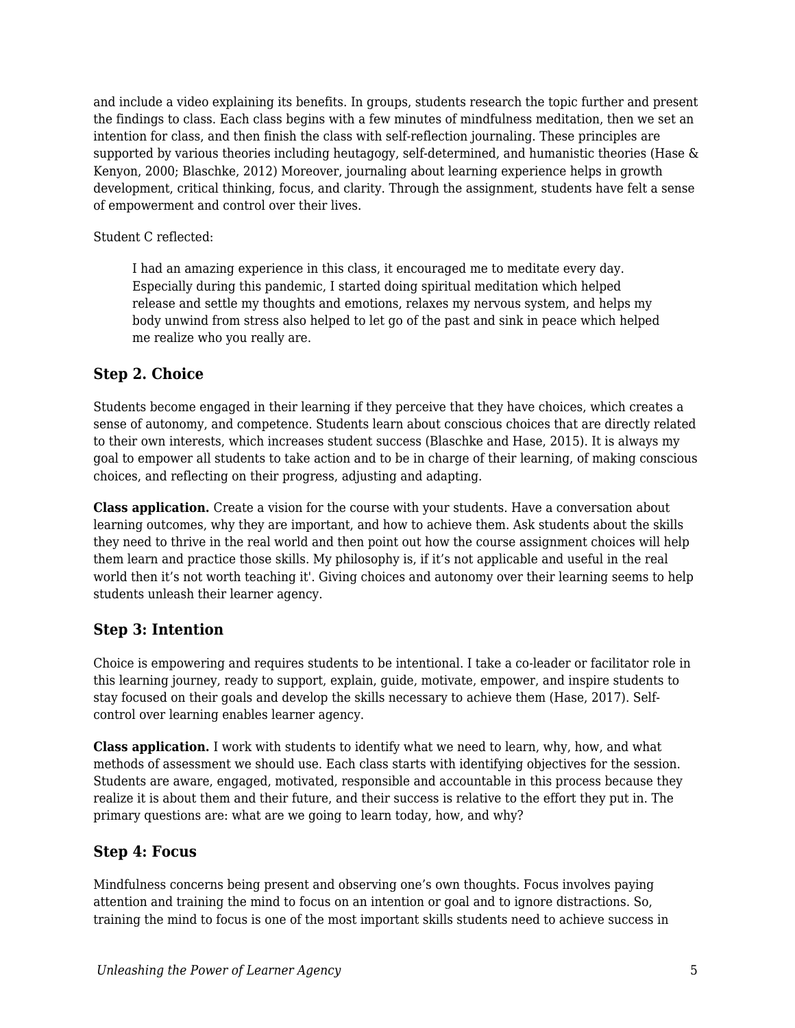and include a video explaining its benefits. In groups, students research the topic further and present the findings to class. Each class begins with a few minutes of mindfulness meditation, then we set an intention for class, and then finish the class with self-reflection journaling. These principles are supported by various theories including heutagogy, self-determined, and humanistic theories (Hase & Kenyon, 2000; Blaschke, 2012) Moreover, journaling about learning experience helps in growth development, critical thinking, focus, and clarity. Through the assignment, students have felt a sense of empowerment and control over their lives.

Student C reflected:

> I had an amazing experience in this class, it encouraged me to meditate every day. Especially during this pandemic, I started doing spiritual meditation which helped release and settle my thoughts and emotions, relaxes my nervous system, and helps my body unwind from stress also helped to let go of the past and sink in peace which helped me realize who you really are.

### Step 2. Choice

Students become engaged in their learning if they perceive that they have choices, which creates a sense of autonomy, and competence. Students learn about conscious choices that are directly related to their own interests, which increases student success (Blaschke and Hase, 2015). It is always my goal to empower all students to take action and to be in charge of their learning, of making conscious choices, and reflecting on their progress, adjusting and adapting.

**Class application.** Create a vision for the course with your students. Have a conversation about learning outcomes, why they are important, and how to achieve them. Ask students about the skills they need to thrive in the real world and then point out how the course assignment choices will help them learn and practice those skills. My philosophy is, if it's not applicable and useful in the real world then it's not worth teaching it'. Giving choices and autonomy over their learning seems to help students unleash their learner agency.

### Step 3: Intention

Choice is empowering and requires students to be intentional. I take a co-leader or facilitator role in this learning journey, ready to support, explain, guide, motivate, empower, and inspire students to stay focused on their goals and develop the skills necessary to achieve them (Hase, 2017). Self-control over learning enables learner agency.

**Class application.** I work with students to identify what we need to learn, why, how, and what methods of assessment we should use. Each class starts with identifying objectives for the session. Students are aware, engaged, motivated, responsible and accountable in this process because they realize it is about them and their future, and their success is relative to the effort they put in. The primary questions are: what are we going to learn today, how, and why?

### Step 4: Focus

Mindfulness concerns being present and observing one's own thoughts. Focus involves paying attention and training the mind to focus on an intention or goal and to ignore distractions. So, training the mind to focus is one of the most important skills students need to achieve success in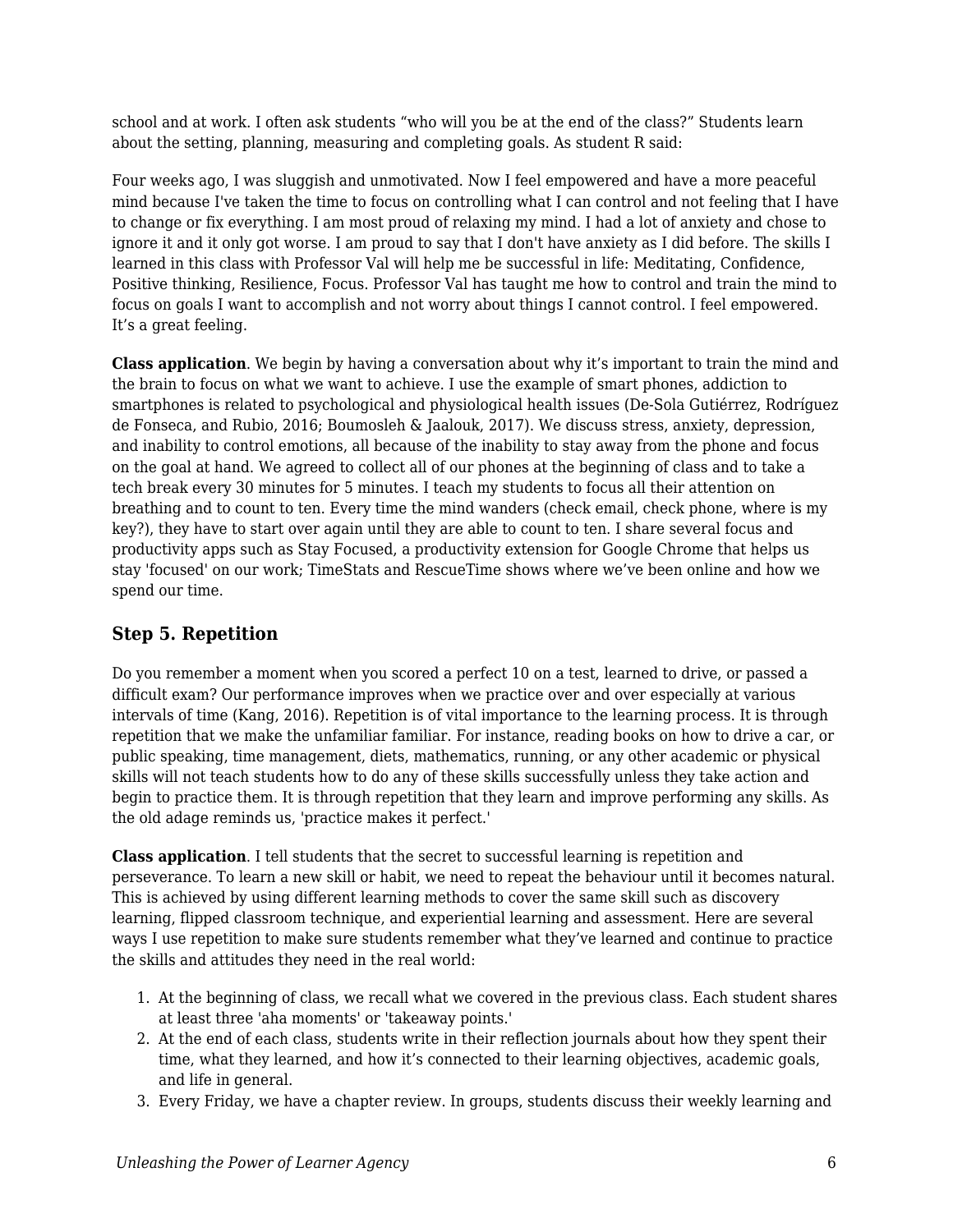school and at work. I often ask students “who will you be at the end of the class?” Students learn about the setting, planning, measuring and completing goals. As student R said:

Four weeks ago, I was sluggish and unmotivated. Now I feel empowered and have a more peaceful mind because I've taken the time to focus on controlling what I can control and not feeling that I have to change or fix everything. I am most proud of relaxing my mind. I had a lot of anxiety and chose to ignore it and it only got worse. I am proud to say that I don't have anxiety as I did before. The skills I learned in this class with Professor Val will help me be successful in life: Meditating, Confidence, Positive thinking, Resilience, Focus. Professor Val has taught me how to control and train the mind to focus on goals I want to accomplish and not worry about things I cannot control. I feel empowered. It’s a great feeling.

**Class application**. We begin by having a conversation about why it’s important to train the mind and the brain to focus on what we want to achieve. I use the example of smart phones, addiction to smartphones is related to psychological and physiological health issues (De-Sola Gutiérrez, Rodríguez de Fonseca, and Rubio, 2016; Boumosleh & Jaalouk, 2017). We discuss stress, anxiety, depression, and inability to control emotions, all because of the inability to stay away from the phone and focus on the goal at hand. We agreed to collect all of our phones at the beginning of class and to take a tech break every 30 minutes for 5 minutes. I teach my students to focus all their attention on breathing and to count to ten. Every time the mind wanders (check email, check phone, where is my key?), they have to start over again until they are able to count to ten. I share several focus and productivity apps such as Stay Focused, a productivity extension for Google Chrome that helps us stay 'focused' on our work; TimeStats and RescueTime shows where we’ve been online and how we spend our time.

### Step 5. Repetition

Do you remember a moment when you scored a perfect 10 on a test, learned to drive, or passed a difficult exam? Our performance improves when we practice over and over especially at various intervals of time (Kang, 2016). Repetition is of vital importance to the learning process. It is through repetition that we make the unfamiliar familiar. For instance, reading books on how to drive a car, or public speaking, time management, diets, mathematics, running, or any other academic or physical skills will not teach students how to do any of these skills successfully unless they take action and begin to practice them. It is through repetition that they learn and improve performing any skills. As the old adage reminds us, 'practice makes it perfect.'

**Class application**. I tell students that the secret to successful learning is repetition and perseverance. To learn a new skill or habit, we need to repeat the behaviour until it becomes natural. This is achieved by using different learning methods to cover the same skill such as discovery learning, flipped classroom technique, and experiential learning and assessment. Here are several ways I use repetition to make sure students remember what they’ve learned and continue to practice the skills and attitudes they need in the real world:

1. At the beginning of class, we recall what we covered in the previous class. Each student shares at least three 'aha moments' or 'takeaway points.'
2. At the end of each class, students write in their reflection journals about how they spent their time, what they learned, and how it’s connected to their learning objectives, academic goals, and life in general.
3. Every Friday, we have a chapter review. In groups, students discuss their weekly learning and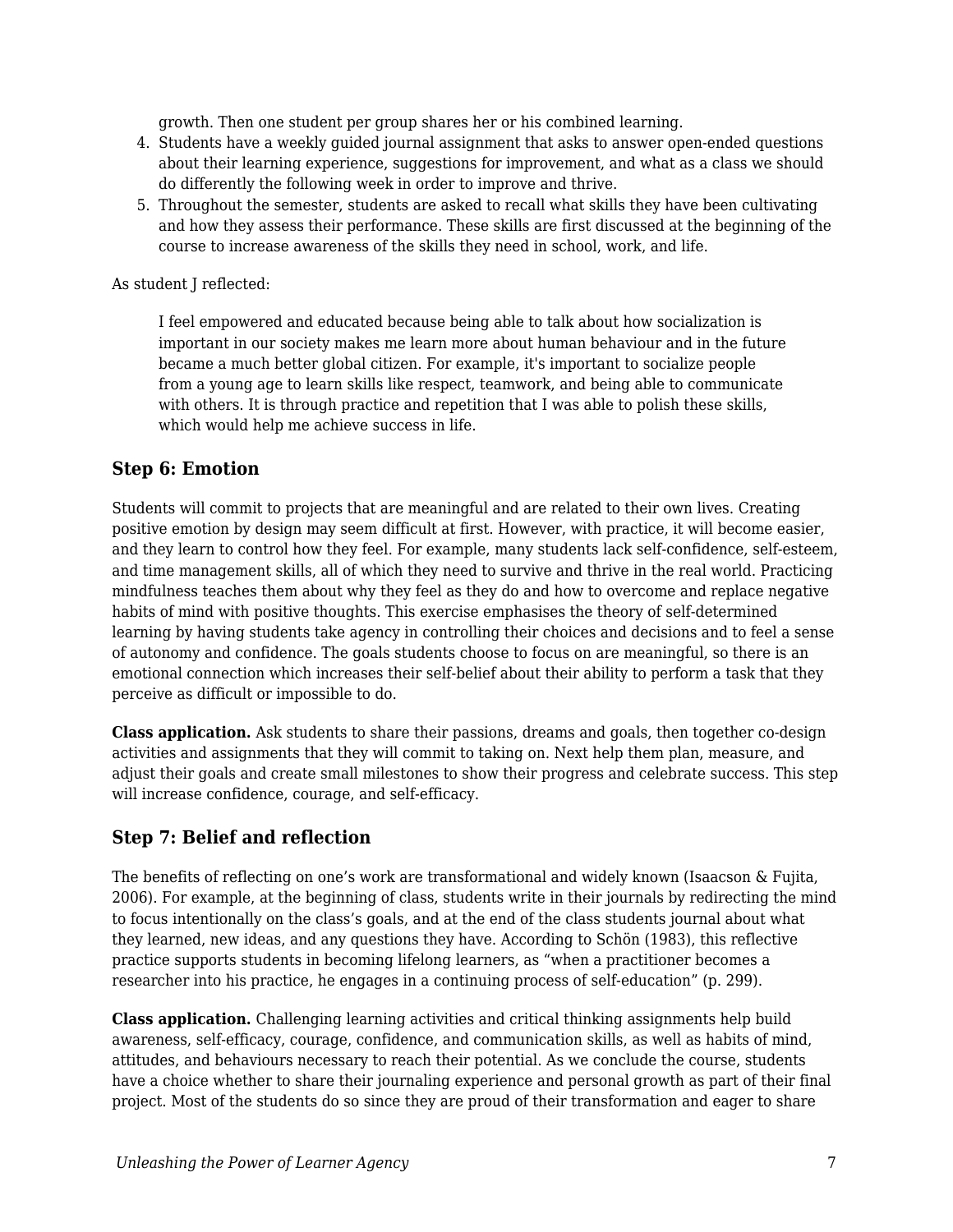growth. Then one student per group shares her or his combined learning.

4. Students have a weekly guided journal assignment that asks to answer open-ended questions about their learning experience, suggestions for improvement, and what as a class we should do differently the following week in order to improve and thrive.
5. Throughout the semester, students are asked to recall what skills they have been cultivating and how they assess their performance. These skills are first discussed at the beginning of the course to increase awareness of the skills they need in school, work, and life.

As student J reflected:

> I feel empowered and educated because being able to talk about how socialization is important in our society makes me learn more about human behaviour and in the future became a much better global citizen. For example, it's important to socialize people from a young age to learn skills like respect, teamwork, and being able to communicate with others. It is through practice and repetition that I was able to polish these skills, which would help me achieve success in life.

### Step 6: Emotion

Students will commit to projects that are meaningful and are related to their own lives. Creating positive emotion by design may seem difficult at first. However, with practice, it will become easier, and they learn to control how they feel. For example, many students lack self-confidence, self-esteem, and time management skills, all of which they need to survive and thrive in the real world. Practicing mindfulness teaches them about why they feel as they do and how to overcome and replace negative habits of mind with positive thoughts. This exercise emphasises the theory of self-determined learning by having students take agency in controlling their choices and decisions and to feel a sense of autonomy and confidence. The goals students choose to focus on are meaningful, so there is an emotional connection which increases their self-belief about their ability to perform a task that they perceive as difficult or impossible to do.

**Class application.** Ask students to share their passions, dreams and goals, then together co-design activities and assignments that they will commit to taking on. Next help them plan, measure, and adjust their goals and create small milestones to show their progress and celebrate success. This step will increase confidence, courage, and self-efficacy.

### Step 7: Belief and reflection

The benefits of reflecting on one's work are transformational and widely known (Isaacson & Fujita, 2006). For example, at the beginning of class, students write in their journals by redirecting the mind to focus intentionally on the class's goals, and at the end of the class students journal about what they learned, new ideas, and any questions they have. According to Schön (1983), this reflective practice supports students in becoming lifelong learners, as "when a practitioner becomes a researcher into his practice, he engages in a continuing process of self-education" (p. 299).

**Class application.** Challenging learning activities and critical thinking assignments help build awareness, self-efficacy, courage, confidence, and communication skills, as well as habits of mind, attitudes, and behaviours necessary to reach their potential. As we conclude the course, students have a choice whether to share their journaling experience and personal growth as part of their final project. Most of the students do so since they are proud of their transformation and eager to share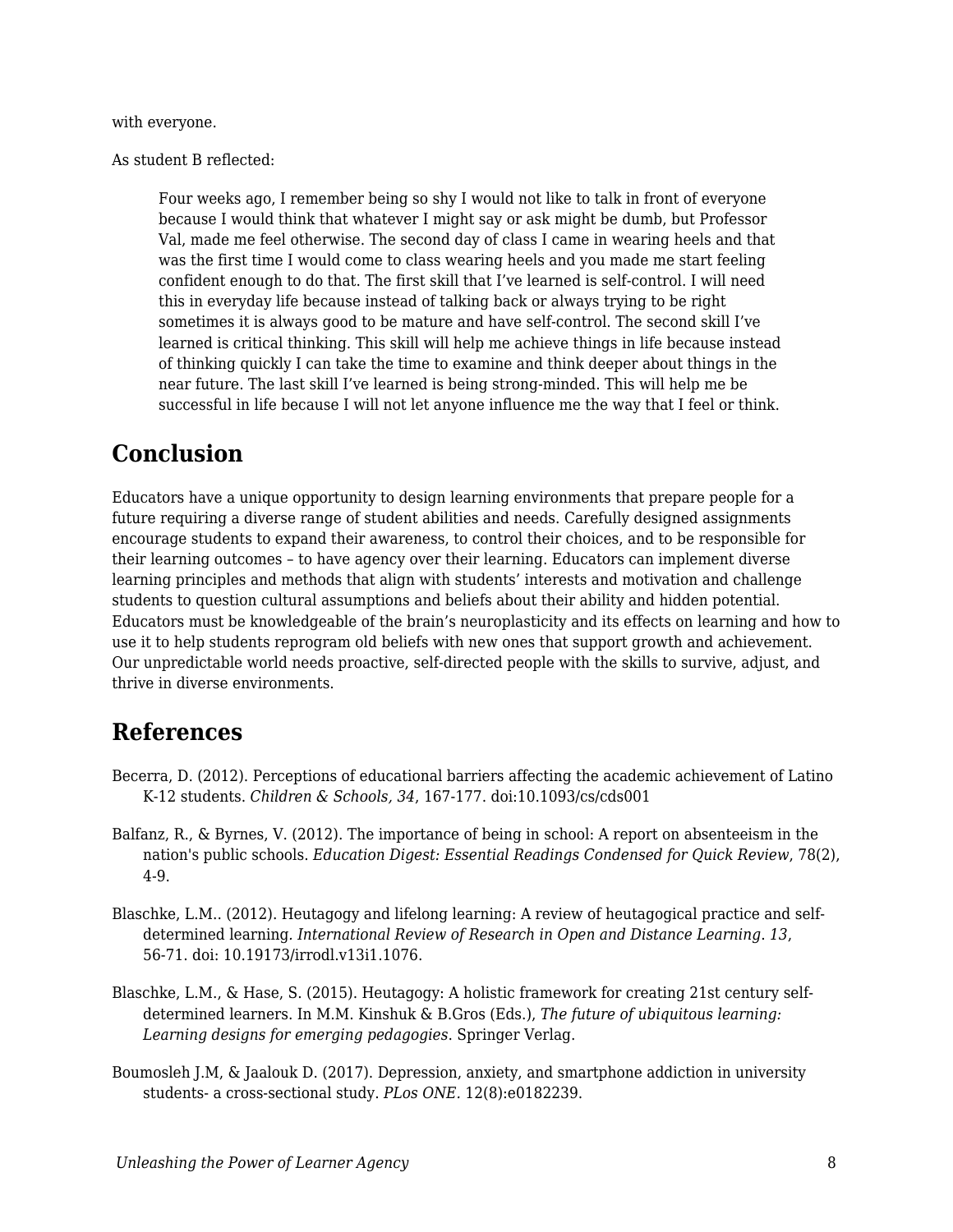with everyone.

As student B reflected:

> Four weeks ago, I remember being so shy I would not like to talk in front of everyone because I would think that whatever I might say or ask might be dumb, but Professor Val, made me feel otherwise. The second day of class I came in wearing heels and that was the first time I would come to class wearing heels and you made me start feeling confident enough to do that. The first skill that I've learned is self-control. I will need this in everyday life because instead of talking back or always trying to be right sometimes it is always good to be mature and have self-control. The second skill I've learned is critical thinking. This skill will help me achieve things in life because instead of thinking quickly I can take the time to examine and think deeper about things in the near future. The last skill I've learned is being strong-minded. This will help me be successful in life because I will not let anyone influence me the way that I feel or think.

## Conclusion

Educators have a unique opportunity to design learning environments that prepare people for a future requiring a diverse range of student abilities and needs. Carefully designed assignments encourage students to expand their awareness, to control their choices, and to be responsible for their learning outcomes – to have agency over their learning. Educators can implement diverse learning principles and methods that align with students' interests and motivation and challenge students to question cultural assumptions and beliefs about their ability and hidden potential. Educators must be knowledgeable of the brain's neuroplasticity and its effects on learning and how to use it to help students reprogram old beliefs with new ones that support growth and achievement. Our unpredictable world needs proactive, self-directed people with the skills to survive, adjust, and thrive in diverse environments.

## References

Becerra, D. (2012). Perceptions of educational barriers affecting the academic achievement of Latino K-12 students. *Children & Schools, 34*, 167-177. doi:10.1093/cs/cds001

Balfanz, R., & Byrnes, V. (2012). The importance of being in school: A report on absenteeism in the nation's public schools. *Education Digest: Essential Readings Condensed for Quick Review*, 78(2), 4-9.

Blaschke, L.M.. (2012). Heutagogy and lifelong learning: A review of heutagogical practice and self-determined learning. *International Review of Research in Open and Distance Learning*. *13*, 56-71. doi: 10.19173/irrodl.v13i1.1076.

Blaschke, L.M., & Hase, S. (2015). Heutagogy: A holistic framework for creating 21st century self-determined learners. In M.M. Kinshuk & B.Gros (Eds.), *The future of ubiquitous learning: Learning designs for emerging pedagogies*. Springer Verlag.

Boumosleh J.M, & Jaalouk D. (2017). Depression, anxiety, and smartphone addiction in university students- a cross-sectional study. *PLos ONE*. 12(8):e0182239.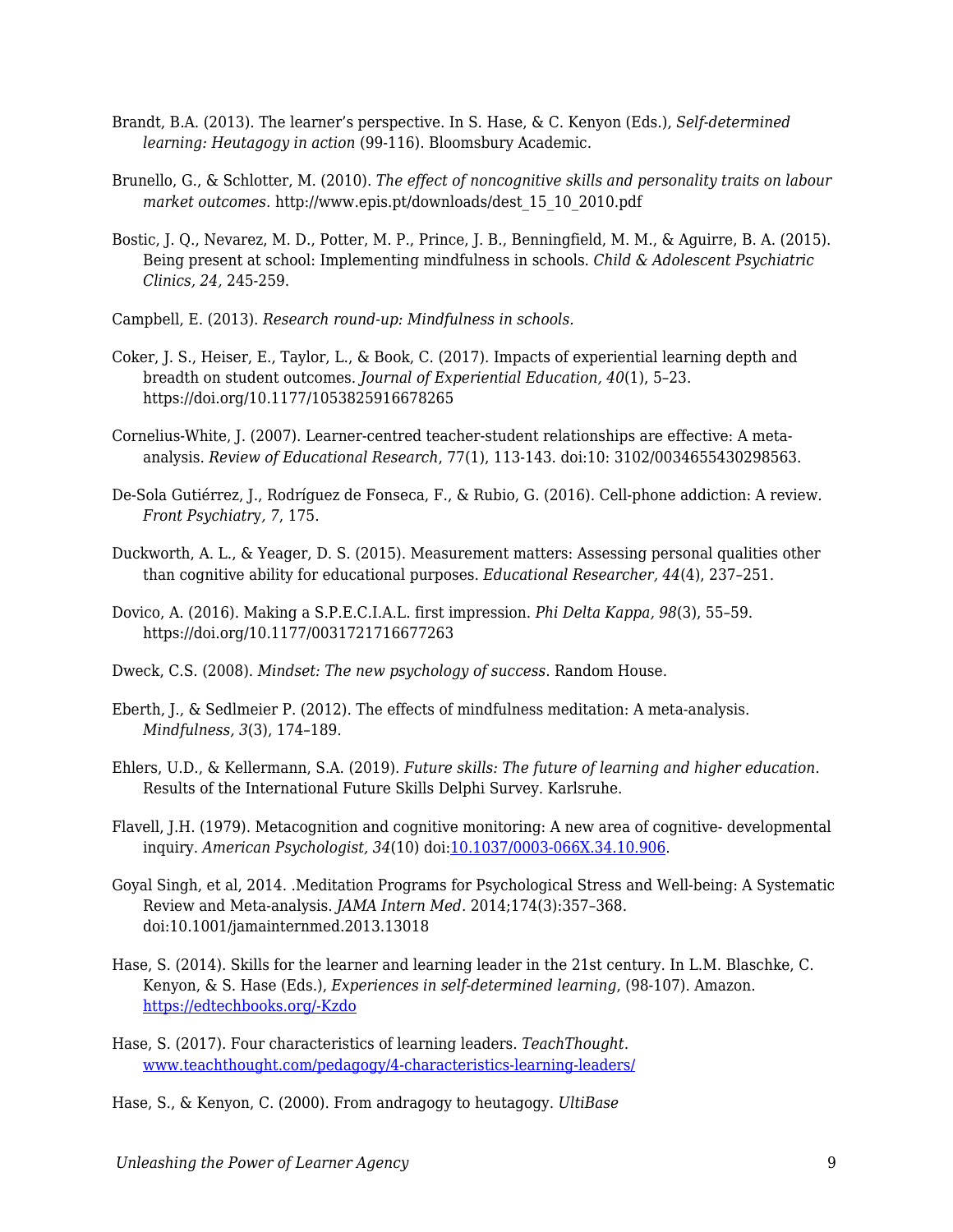Brandt, B.A. (2013). The learner's perspective. In S. Hase, & C. Kenyon (Eds.), *Self-determined learning: Heutagogy in action* (99-116). Bloomsbury Academic.

Brunello, G., & Schlotter, M. (2010). *The effect of noncognitive skills and personality traits on labour market outcomes*. http://www.epis.pt/downloads/dest_15_10_2010.pdf

Bostic, J. Q., Nevarez, M. D., Potter, M. P., Prince, J. B., Benningfield, M. M., & Aguirre, B. A. (2015). Being present at school: Implementing mindfulness in schools. *Child & Adolescent Psychiatric Clinics, 24*, 245-259.

Campbell, E. (2013). *Research round-up: Mindfulness in schools.*

Coker, J. S., Heiser, E., Taylor, L., & Book, C. (2017). Impacts of experiential learning depth and breadth on student outcomes. *Journal of Experiential Education, 40*(1), 5–23. https://doi.org/10.1177/1053825916678265

Cornelius-White, J. (2007). Learner-centred teacher-student relationships are effective: A meta-analysis. *Review of Educational Research*, 77(1), 113-143. doi:10: 3102/0034655430298563.

De-Sola Gutiérrez, J., Rodríguez de Fonseca, F., & Rubio, G. (2016). Cell-phone addiction: A review. *Front Psychiatry, 7*, 175.

Duckworth, A. L., & Yeager, D. S. (2015). Measurement matters: Assessing personal qualities other than cognitive ability for educational purposes. *Educational Researcher, 44*(4), 237–251.

Dovico, A. (2016). Making a S.P.E.C.I.A.L. first impression. *Phi Delta Kappa, 98*(3), 55–59. https://doi.org/10.1177/0031721716677263

Dweck, C.S. (2008). *Mindset: The new psychology of success*. Random House.

Eberth, J., & Sedlmeier P. (2012). The effects of mindfulness meditation: A meta-analysis. *Mindfulness, 3*(3), 174–189.

Ehlers, U.D., & Kellermann, S.A. (2019). *Future skills: The future of learning and higher education*. Results of the International Future Skills Delphi Survey. Karlsruhe.

Flavell, J.H. (1979). Metacognition and cognitive monitoring: A new area of cognitive- developmental inquiry. *American Psychologist, 34*(10) doi:[10.1037/0003-066X.34.10.906](https://doi.org/10.1037/0003-066X.34.10.906).

Goyal Singh, et al, 2014. .Meditation Programs for Psychological Stress and Well-being: A Systematic Review and Meta-analysis. *JAMA Intern Med*. 2014;174(3):357–368. doi:10.1001/jamainternmed.2013.13018

Hase, S. (2014). Skills for the learner and learning leader in the 21st century. In L.M. Blaschke, C. Kenyon, & S. Hase (Eds.), *Experiences in self-determined learning*, (98-107). Amazon. [https://edtechbooks.org/-Kzdo](https://edtechbooks.org/-Kzdo)

Hase, S. (2017). Four characteristics of learning leaders. *TeachThought*. [www.teachthought.com/pedagogy/4-characteristics-learning-leaders/](http://www.teachthought.com/pedagogy/4-characteristics-learning-leaders/)

Hase, S., & Kenyon, C. (2000). From andragogy to heutagogy. *UltiBase*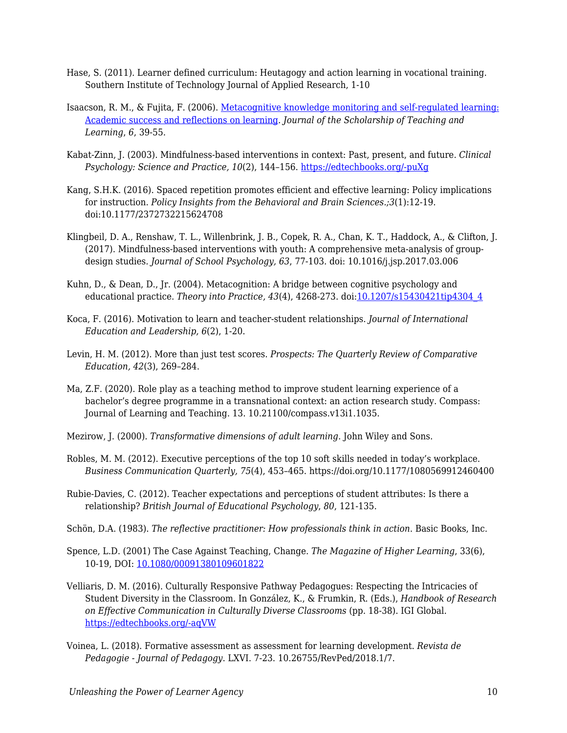Hase, S. (2011). Learner defined curriculum: Heutagogy and action learning in vocational training. Southern Institute of Technology Journal of Applied Research, 1-10

Isaacson, R. M., & Fujita, F. (2006). [Metacognitive knowledge monitoring and self-regulated learning: Academic success and reflections on learning](). *Journal of the Scholarship of Teaching and Learning*, *6*, 39-55.

Kabat-Zinn, J. (2003). Mindfulness-based interventions in context: Past, present, and future. *Clinical Psychology: Science and Practice, 10*(2), 144–156. [https://edtechbooks.org/-puXg](https://edtechbooks.org/-puXg)

Kang, S.H.K. (2016). Spaced repetition promotes efficient and effective learning: Policy implications for instruction. *Policy Insights from the Behavioral and Brain Sciences.;3*(1):12-19. doi:10.1177/2372732215624708

Klingbeil, D. A., Renshaw, T. L., Willenbrink, J. B., Copek, R. A., Chan, K. T., Haddock, A., & Clifton, J. (2017). Mindfulness-based interventions with youth: A comprehensive meta-analysis of group-design studies. *Journal of School Psychology, 63*, 77-103. doi: 10.1016/j.jsp.2017.03.006

Kuhn, D., & Dean, D., Jr. (2004). Metacognition: A bridge between cognitive psychology and educational practice. *Theory into Practice, 43*(4), 4268-273. doi:[10.1207/s15430421tip4304_4]()

Koca, F. (2016). Motivation to learn and teacher-student relationships. *Journal of International Education and Leadership, 6*(2), 1-20.

Levin, H. M. (2012). More than just test scores. *Prospects: The Quarterly Review of Comparative Education, 42*(3), 269–284.

Ma, Z.F. (2020). Role play as a teaching method to improve student learning experience of a bachelor's degree programme in a transnational context: an action research study. Compass: Journal of Learning and Teaching. 13. 10.21100/compass.v13i1.1035.

Mezirow, J. (2000). *Transformative dimensions of adult learning*. John Wiley and Sons.

Robles, M. M. (2012). Executive perceptions of the top 10 soft skills needed in today's workplace. *Business Communication Quarterly, 75*(4), 453–465. https://doi.org/10.1177/1080569912460400

Rubie-Davies, C. (2012). Teacher expectations and perceptions of student attributes: Is there a relationship? *British Journal of Educational Psychology*, *80*, 121-135.

Schön, D.A. (1983). *The reflective practitioner: How professionals think in action*. Basic Books, Inc.

Spence, L.D. (2001) The Case Against Teaching, Change. *The Magazine of Higher Learning*, 33(6), 10-19, DOI: [10.1080/00091380109601822]()

Velliaris, D. M. (2016). Culturally Responsive Pathway Pedagogues: Respecting the Intricacies of Student Diversity in the Classroom. In González, K., & Frumkin, R. (Eds.), *Handbook of Research on Effective Communication in Culturally Diverse Classrooms* (pp. 18-38). IGI Global. [https://edtechbooks.org/-aqVW](https://edtechbooks.org/-aqVW)

Voinea, L. (2018). Formative assessment as assessment for learning development. *Revista de Pedagogie - Journal of Pedagogy*. LXVI. 7-23. 10.26755/RevPed/2018.1/7.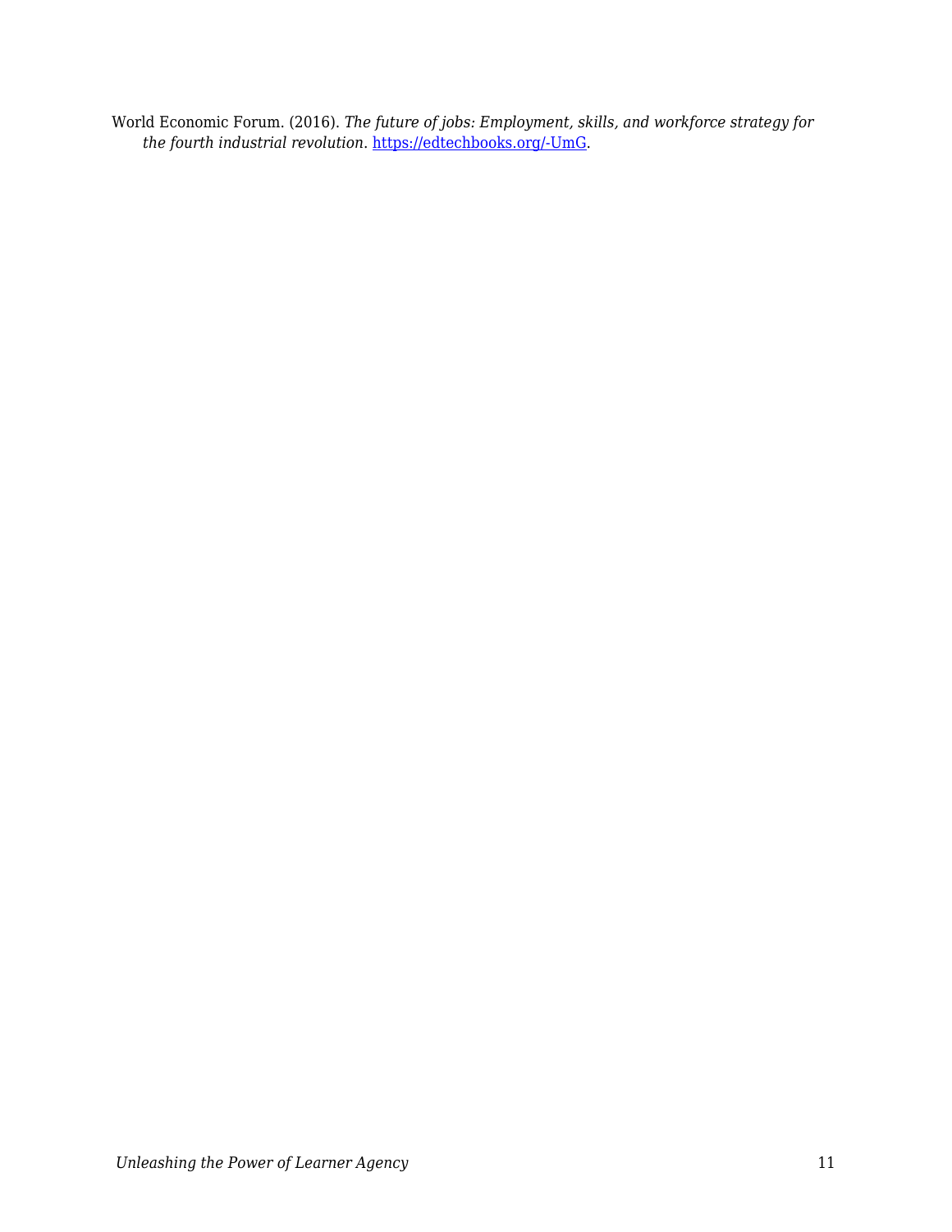World Economic Forum. (2016). *The future of jobs: Employment, skills, and workforce strategy for the fourth industrial revolution*. [https://edtechbooks.org/-UmG](https://edtechbooks.org/-UmG).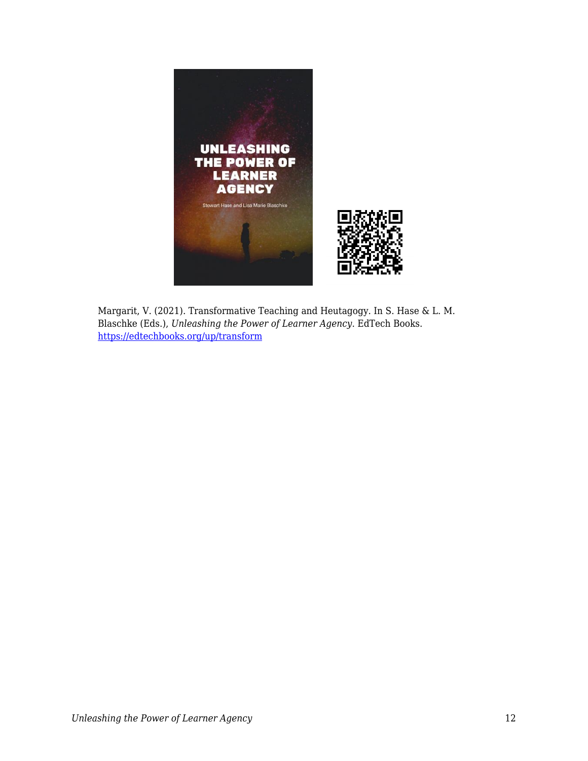Margarit, V. (2021). Transformative Teaching and Heutagogy. In S. Hase & L. M. Blaschke (Eds.), *Unleashing the Power of Learner Agency*. EdTech Books. https://edtechbooks.org/up/transform